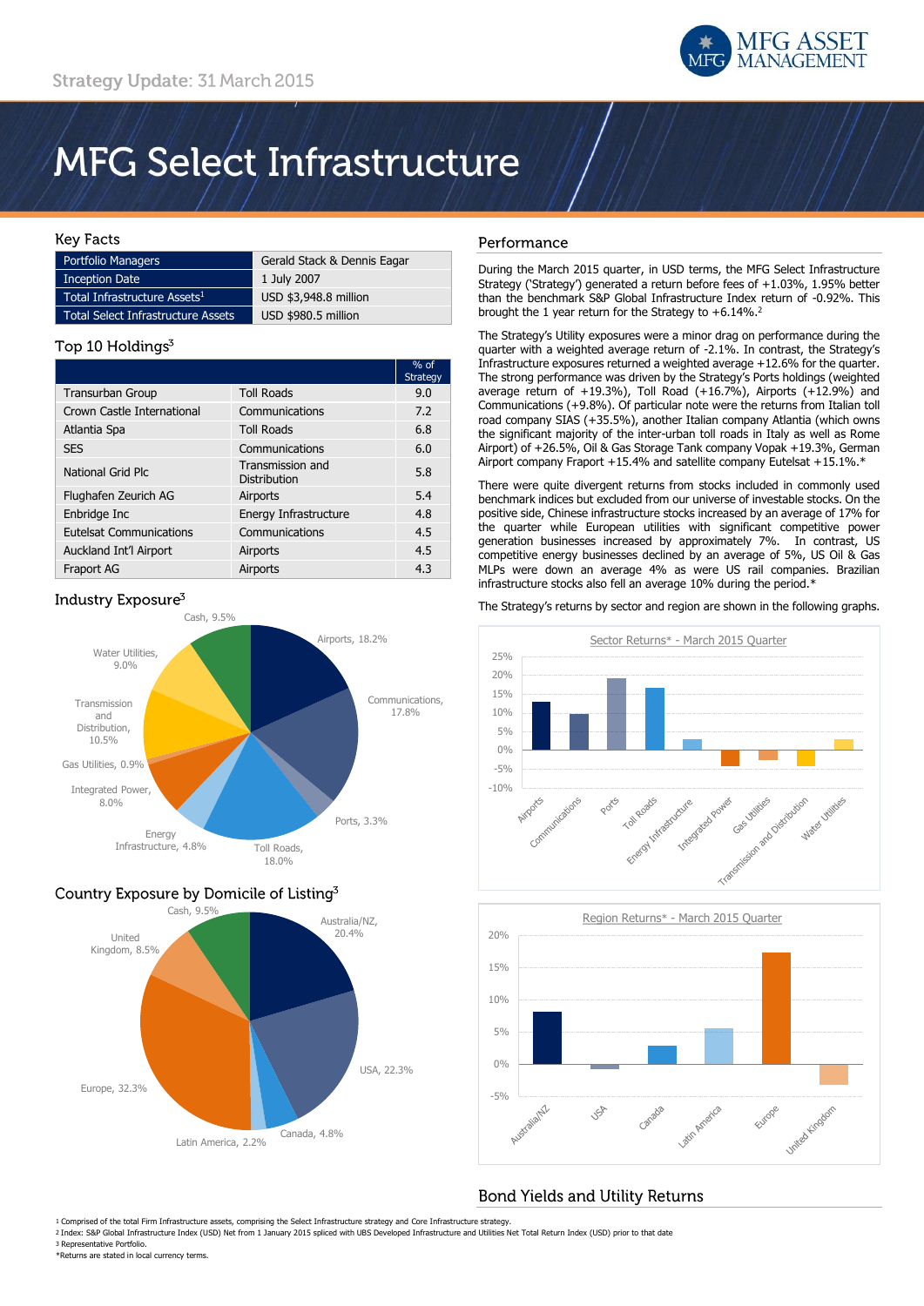Strategy Update: 31 March 2015

# MFG Select Infrastructure

## Key Facts

| | |
|---|---|
| Portfolio Managers | Gerald Stack & Dennis Eagar |
| Inception Date | 1 July 2007 |
| Total Infrastructure Assets[1] | USD $3,948.8 million |
| Total Select Infrastructure Assets | USD $980.5 million |

## Top 10 Holdings[3]

| | | % of Strategy |
|---|---|---|
| Transurban Group | Toll Roads | 9.0 |
| Crown Castle International | Communications | 7.2 |
| Atlantia Spa | Toll Roads | 6.8 |
| SES | Communications | 6.0 |
| National Grid Plc | Transmission and Distribution | 5.8 |
| Flughafen Zeurich AG | Airports | 5.4 |
| Enbridge Inc | Energy Infrastructure | 4.8 |
| Eutelsat Communications | Communications | 4.5 |
| Auckland Int'l Airport | Airports | 4.5 |
| Fraport AG | Airports | 4.3 |

## Industry Exposure[3]

| Sector | % |
|---|---|
| Airports | 18.2% |
| Communications | 17.8% |
| Ports | 3.3% |
| Toll Roads | 18.0% |
| Energy Infrastructure | 4.8% |
| Integrated Power | 8.0% |
| Gas Utilities | 0.9% |
| Transmission and Distribution | 10.5% |
| Water Utilities | 9.0% |
| Cash | 9.5% |

## Country Exposure by Domicile of Listing[3]

| Region | % |
|---|---|
| Australia/NZ | 20.4% |
| USA | 22.3% |
| Canada | 4.8% |
| Latin America | 2.2% |
| Europe | 32.3% |
| United Kingdom | 8.5% |
| Cash | 9.5% |

## Performance

During the March 2015 quarter, in USD terms, the MFG Select Infrastructure Strategy ('Strategy') generated a return before fees of +1.03%, 1.95% better than the benchmark S&P Global Infrastructure Index return of -0.92%. This brought the 1 year return for the Strategy to +6.14%.[2]

The Strategy's Utility exposures were a minor drag on performance during the quarter with a weighted average return of -2.1%. In contrast, the Strategy's Infrastructure exposures returned a weighted average +12.6% for the quarter. The strong performance was driven by the Strategy's Ports holdings (weighted average return of +19.3%), Toll Road (+16.7%), Airports (+12.9%) and Communications (+9.8%). Of particular note were the returns from Italian toll road company SIAS (+35.5%), another Italian company Atlantia (which owns the significant majority of the inter-urban toll roads in Italy as well as Rome Airport) of +26.5%, Oil & Gas Storage Tank company Vopak +19.3%, German Airport company Fraport +15.4% and satellite company Eutelsat +15.1%.*

There were quite divergent returns from stocks included in commonly used benchmark indices but excluded from our universe of investable stocks. On the positive side, Chinese infrastructure stocks increased by an average of 17% for the quarter while European utilities with significant competitive power generation businesses increased by approximately 7%. In contrast, US competitive energy businesses declined by an average of 5%, US Oil & Gas MLPs were down an average 4% as were US rail companies. Brazilian infrastructure stocks also fell an average 10% during the period.*

The Strategy's returns by sector and region are shown in the following graphs.

**Sector Returns* - March 2015 Quarter**

Categories: Airports, Communications, Ports, Toll Roads, Energy Infrastructure, Integrated Power, Gas Utilities, Transmission and Distribution, Water Utilities

**Region Returns* - March 2015 Quarter**

Categories: Australia/NZ, USA, Canada, Latin America, Europe, United Kingdom

## Bond Yields and Utility Returns

[1] Comprised of the total Firm Infrastructure assets, comprising the Select Infrastructure strategy and Core Infrastructure strategy.
[2] Index: S&P Global Infrastructure Index (USD) Net from 1 January 2015 spliced with UBS Developed Infrastructure and Utilities Net Total Return Index (USD) prior to that date
[3] Representative Portfolio.
*Returns are stated in local currency terms.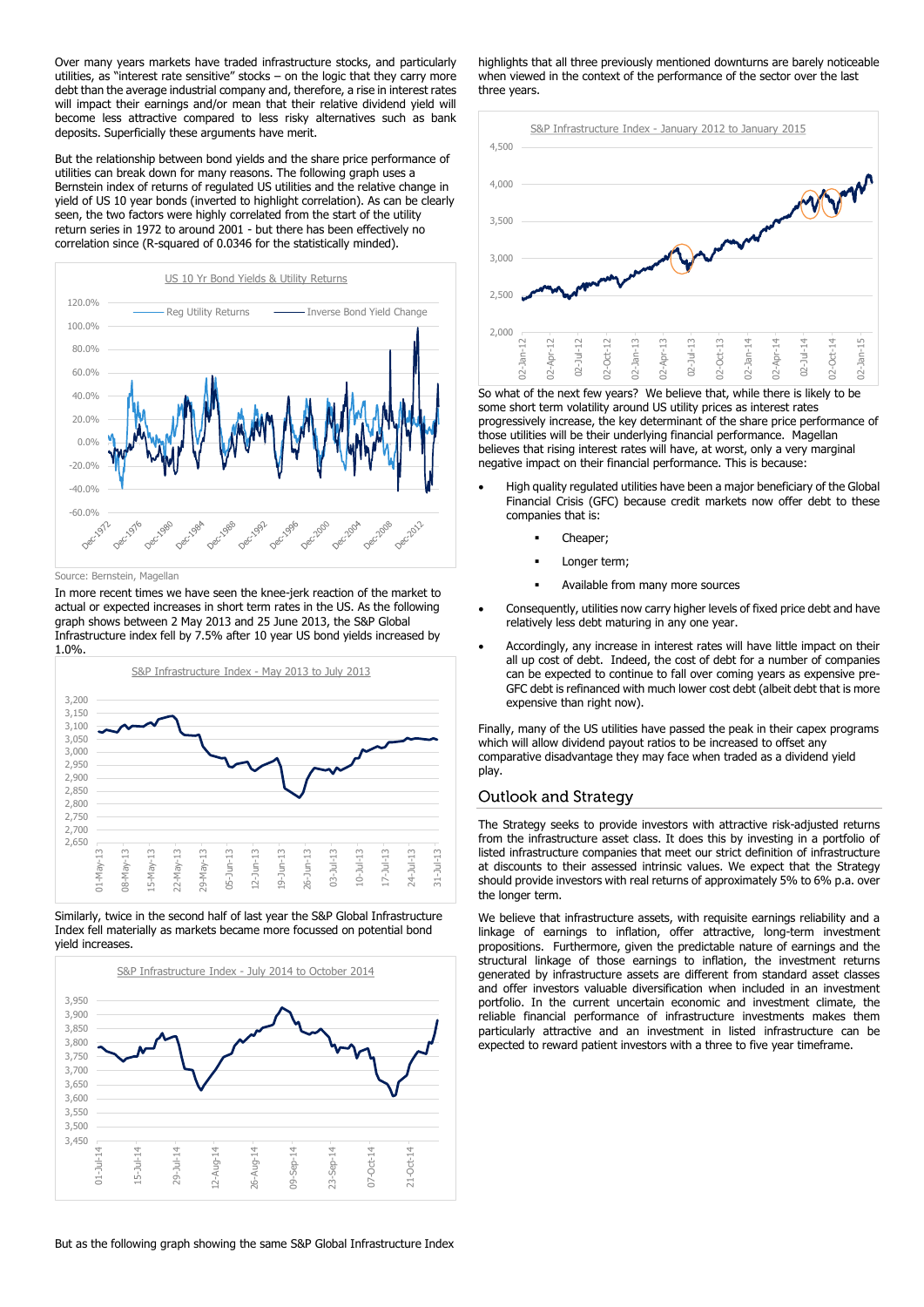Over many years markets have traded infrastructure stocks, and particularly utilities, as "interest rate sensitive" stocks – on the logic that they carry more debt than the average industrial company and, therefore, a rise in interest rates will impact their earnings and/or mean that their relative dividend yield will become less attractive compared to less risky alternatives such as bank deposits. Superficially these arguments have merit.

But the relationship between bond yields and the share price performance of utilities can break down for many reasons. The following graph uses a Bernstein index of returns of regulated US utilities and the relative change in yield of US 10 year bonds (inverted to highlight correlation). As can be clearly seen, the two factors were highly correlated from the start of the utility return series in 1972 to around 2001 - but there has been effectively no correlation since (R-squared of 0.0346 for the statistically minded).

US 10 Yr Bond Yields & Utility Returns

Source: Bernstein, Magellan

In more recent times we have seen the knee-jerk reaction of the market to actual or expected increases in short term rates in the US. As the following graph shows between 2 May 2013 and 25 June 2013, the S&P Global Infrastructure index fell by 7.5% after 10 year US bond yields increased by 1.0%.

S&P Infrastructure Index - May 2013 to July 2013

Similarly, twice in the second half of last year the S&P Global Infrastructure Index fell materially as markets became more focussed on potential bond yield increases.

S&P Infrastructure Index - July 2014 to October 2014

But as the following graph showing the same S&P Global Infrastructure Index highlights that all three previously mentioned downturns are barely noticeable when viewed in the context of the performance of the sector over the last three years.

S&P Infrastructure Index - January 2012 to January 2015

So what of the next few years? We believe that, while there is likely to be some short term volatility around US utility prices as interest rates progressively increase, the key determinant of the share price performance of those utilities will be their underlying financial performance. Magellan believes that rising interest rates will have, at worst, only a very marginal negative impact on their financial performance. This is because:

- High quality regulated utilities have been a major beneficiary of the Global Financial Crisis (GFC) because credit markets now offer debt to these companies that is:
  - Cheaper;
  - Longer term;
  - Available from many more sources
- Consequently, utilities now carry higher levels of fixed price debt and have relatively less debt maturing in any one year.
- Accordingly, any increase in interest rates will have little impact on their all up cost of debt. Indeed, the cost of debt for a number of companies can be expected to continue to fall over coming years as expensive pre-GFC debt is refinanced with much lower cost debt (albeit debt that is more expensive than right now).

Finally, many of the US utilities have passed the peak in their capex programs which will allow dividend payout ratios to be increased to offset any comparative disadvantage they may face when traded as a dividend yield play.

## Outlook and Strategy

The Strategy seeks to provide investors with attractive risk-adjusted returns from the infrastructure asset class. It does this by investing in a portfolio of listed infrastructure companies that meet our strict definition of infrastructure at discounts to their assessed intrinsic values. We expect that the Strategy should provide investors with real returns of approximately 5% to 6% p.a. over the longer term.

We believe that infrastructure assets, with requisite earnings reliability and a linkage of earnings to inflation, offer attractive, long-term investment propositions. Furthermore, given the predictable nature of earnings and the structural linkage of those earnings to inflation, the investment returns generated by infrastructure assets are different from standard asset classes and offer investors valuable diversification when included in an investment portfolio. In the current uncertain economic and investment climate, the reliable financial performance of infrastructure investments makes them particularly attractive and an investment in listed infrastructure can be expected to reward patient investors with a three to five year timeframe.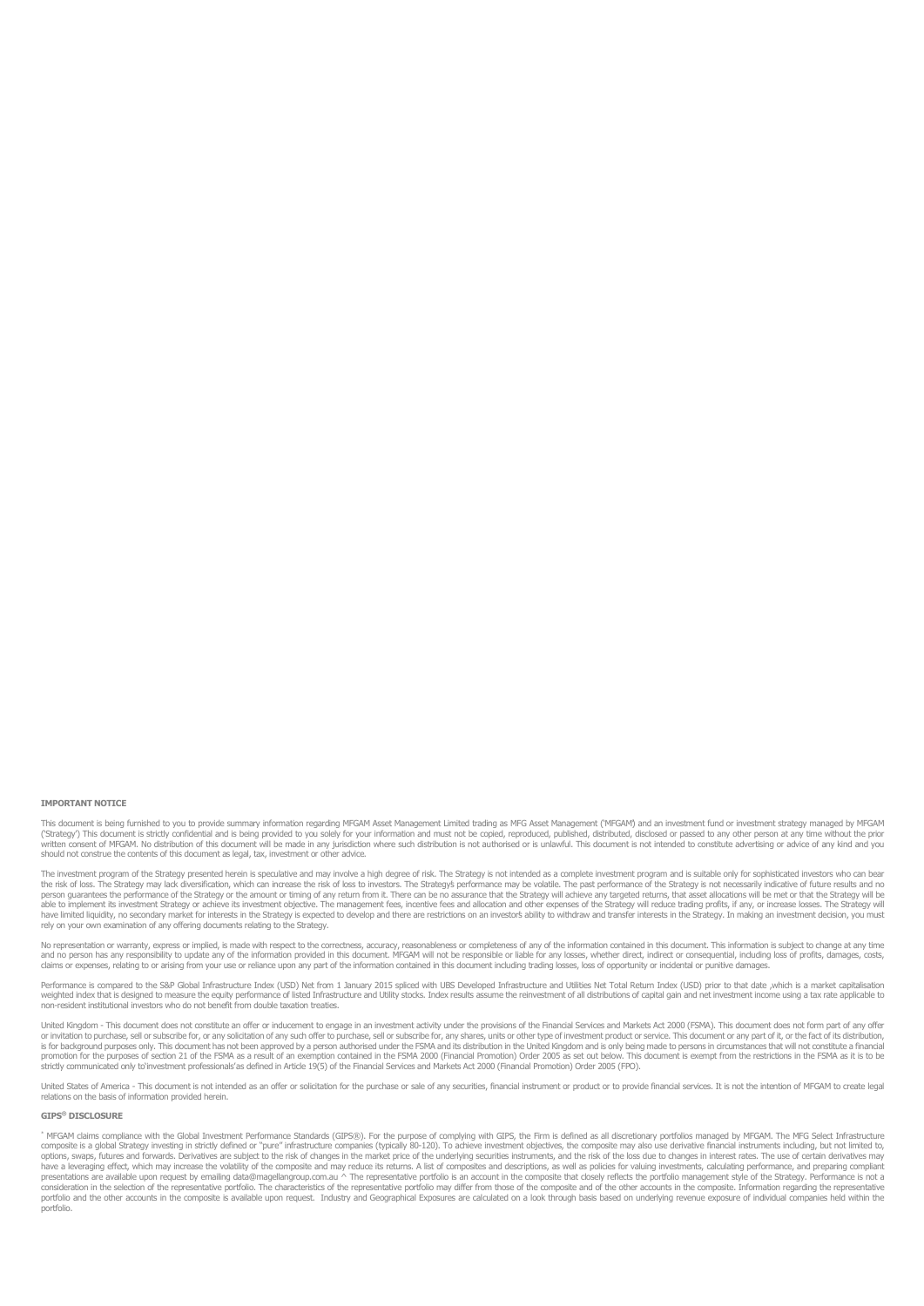**IMPORTANT NOTICE**

This document is being furnished to you to provide summary information regarding MFGAM Asset Management Limited trading as MFG Asset Management ('MFGAM') and an investment fund or investment strategy managed by MFGAM ('Strategy') This document is strictly confidential and is being provided to you solely for your information and must not be copied, reproduced, published, distributed, disclosed or passed to any other person at any time without the prior written consent of MFGAM. No distribution of this document will be made in any jurisdiction where such distribution is not authorised or is unlawful. This document is not intended to constitute advertising or advice of any kind and you should not construe the contents of this document as legal, tax, investment or other advice.

The investment program of the Strategy presented herein is speculative and may involve a high degree of risk. The Strategy is not intended as a complete investment program and is suitable only for sophisticated investors who can bear the risk of loss. The Strategy may lack diversification, which can increase the risk of loss to investors. The Strategy's performance may be volatile. The past performance of the Strategy is not necessarily indicative of future results and no person guarantees the performance of the Strategy or the amount or timing of any return from it. There can be no assurance that the Strategy will achieve any targeted returns, that asset allocations will be met or that the Strategy will be able to implement its investment Strategy or achieve its investment objective. The management fees, incentive fees and allocation and other expenses of the Strategy will reduce trading profits, if any, or increase losses. The Strategy will have limited liquidity, no secondary market for interests in the Strategy is expected to develop and there are restrictions on an investor's ability to withdraw and transfer interests in the Strategy. In making an investment decision, you must rely on your own examination of any offering documents relating to the Strategy.

No representation or warranty, express or implied, is made with respect to the correctness, accuracy, reasonableness or completeness of any of the information contained in this document. This information is subject to change at any time and no person has any responsibility to update any of the information provided in this document. MFGAM will not be responsible or liable for any losses, whether direct, indirect or consequential, including loss of profits, damages, costs, claims or expenses, relating to or arising from your use or reliance upon any part of the information contained in this document including trading losses, loss of opportunity or incidental or punitive damages.

Performance is compared to the S&P Global Infrastructure Index (USD) Net from 1 January 2015 spliced with UBS Developed Infrastructure and Utilities Net Total Return Index (USD) prior to that date ,which is a market capitalisation weighted index that is designed to measure the equity performance of listed Infrastructure and Utility stocks. Index results assume the reinvestment of all distributions of capital gain and net investment income using a tax rate applicable to non-resident institutional investors who do not benefit from double taxation treaties.

United Kingdom - This document does not constitute an offer or inducement to engage in an investment activity under the provisions of the Financial Services and Markets Act 2000 (FSMA). This document does not form part of any offer or invitation to purchase, sell or subscribe for, or any solicitation of any such offer to purchase, sell or subscribe for, any shares, units or other type of investment product or service. This document or any part of it, or the fact of its distribution, is for background purposes only. This document has not been approved by a person authorised under the FSMA and its distribution in the United Kingdom and is only being made to persons in circumstances that will not constitute a financial promotion for the purposes of section 21 of the FSMA as a result of an exemption contained in the FSMA 2000 (Financial Promotion) Order 2005 as set out below. This document is exempt from the restrictions in the FSMA as it is to be strictly communicated only to'investment professionals'as defined in Article 19(5) of the Financial Services and Markets Act 2000 (Financial Promotion) Order 2005 (FPO).

United States of America - This document is not intended as an offer or solicitation for the purchase or sale of any securities, financial instrument or product or to provide financial services. It is not the intention of MFGAM to create legal relations on the basis of information provided herein.

**GIPS® DISCLOSURE**

* MFGAM claims compliance with the Global Investment Performance Standards (GIPS®). For the purpose of complying with GIPS, the Firm is defined as all discretionary portfolios managed by MFGAM. The MFG Select Infrastructure composite is a global Strategy investing in strictly defined or "pure" infrastructure companies (typically 80-120). To achieve investment objectives, the composite may also use derivative financial instruments including, but not limited to, options, swaps, futures and forwards. Derivatives are subject to the risk of changes in the market price of the underlying securities instruments, and the risk of the loss due to changes in interest rates. The use of certain derivatives may have a leveraging effect, which may increase the volatility of the composite and may reduce its returns. A list of composites and descriptions, as well as policies for valuing investments, calculating performance, and preparing compliant presentations are available upon request by emailing data@magellangroup.com.au ^ The representative portfolio is an account in the composite that closely reflects the portfolio management style of the Strategy. Performance is not a consideration in the selection of the representative portfolio. The characteristics of the representative portfolio may differ from those of the composite and of the other accounts in the composite. Information regarding the representative portfolio and the other accounts in the composite is available upon request. Industry and Geographical Exposures are calculated on a look through basis based on underlying revenue exposure of individual companies held within the portfolio.